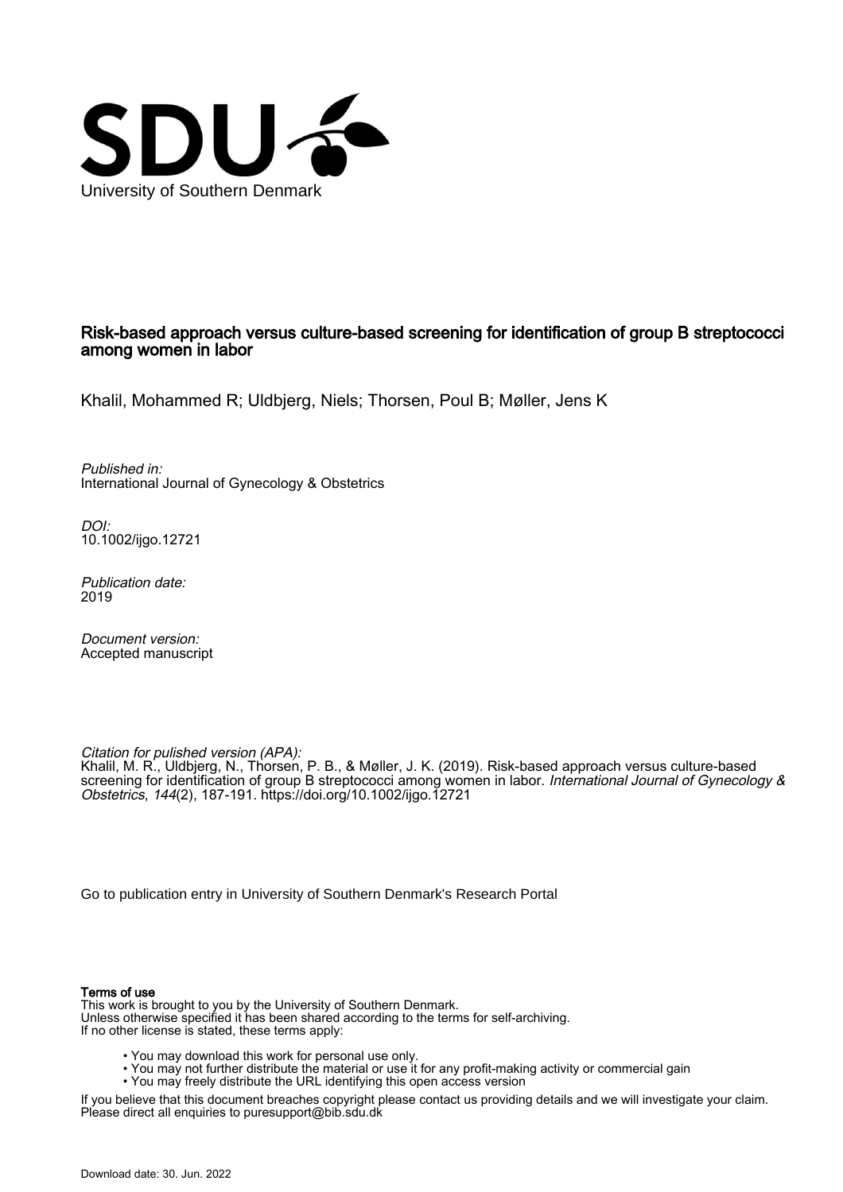University of Southern Denmark

# Risk-based approach versus culture-based screening for identification of group B streptococci among women in labor

Khalil, Mohammed R; Uldbjerg, Niels; Thorsen, Poul B; Møller, Jens K

*Published in:*
International Journal of Gynecology & Obstetrics

*DOI:*
10.1002/ijgo.12721

*Publication date:*
2019

*Document version:*
Accepted manuscript

*Citation for pulished version (APA):*
Khalil, M. R., Uldbjerg, N., Thorsen, P. B., & Møller, J. K. (2019). Risk-based approach versus culture-based screening for identification of group B streptococci among women in labor. *International Journal of Gynecology & Obstetrics*, *144*(2), 187-191. https://doi.org/10.1002/ijgo.12721

Go to publication entry in University of Southern Denmark's Research Portal

**Terms of use**
This work is brought to you by the University of Southern Denmark.
Unless otherwise specified it has been shared according to the terms for self-archiving.
If no other license is stated, these terms apply:

- You may download this work for personal use only.
- You may not further distribute the material or use it for any profit-making activity or commercial gain
- You may freely distribute the URL identifying this open access version

If you believe that this document breaches copyright please contact us providing details and we will investigate your claim.
Please direct all enquiries to puresupport@bib.sdu.dk

Download date: 30. Jun. 2022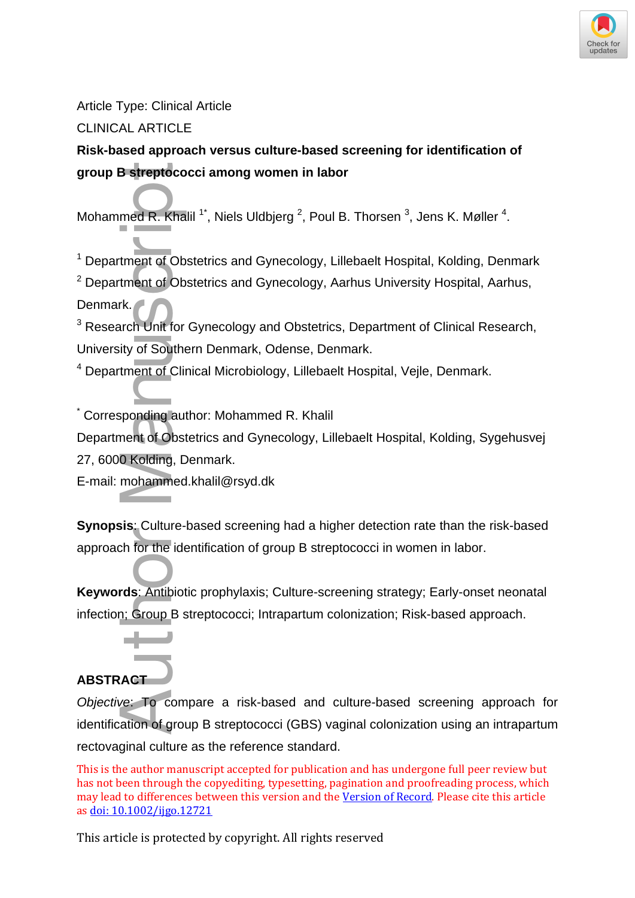Article Type: Clinical Article

CLINICAL ARTICLE

**Risk-based approach versus culture-based screening for identification of group B streptococci among women in labor**

Mohammed R. Khalil [1*], Niels Uldbjerg [2], Poul B. Thorsen [3], Jens K. Møller [4].

[1] Department of Obstetrics and Gynecology, Lillebaelt Hospital, Kolding, Denmark

[2] Department of Obstetrics and Gynecology, Aarhus University Hospital, Aarhus, Denmark.

[3] Research Unit for Gynecology and Obstetrics, Department of Clinical Research, University of Southern Denmark, Odense, Denmark.

[4] Department of Clinical Microbiology, Lillebaelt Hospital, Vejle, Denmark.

[*] Corresponding author: Mohammed R. Khalil

Department of Obstetrics and Gynecology, Lillebaelt Hospital, Kolding, Sygehusvej 27, 6000 Kolding, Denmark.

E-mail: mohammed.khalil@rsyd.dk

**Synopsis**: Culture-based screening had a higher detection rate than the risk-based approach for the identification of group B streptococci in women in labor.

**Keywords**: Antibiotic prophylaxis; Culture-screening strategy; Early-onset neonatal infection; Group B streptococci; Intrapartum colonization; Risk-based approach.

## ABSTRACT

*Objective*: To compare a risk-based and culture-based screening approach for identification of group B streptococci (GBS) vaginal colonization using an intrapartum rectovaginal culture as the reference standard.

This is the author manuscript accepted for publication and has undergone full peer review but has not been through the copyediting, typesetting, pagination and proofreading process, which may lead to differences between this version and the Version of Record. Please cite this article as doi: 10.1002/ijgo.12721

This article is protected by copyright. All rights reserved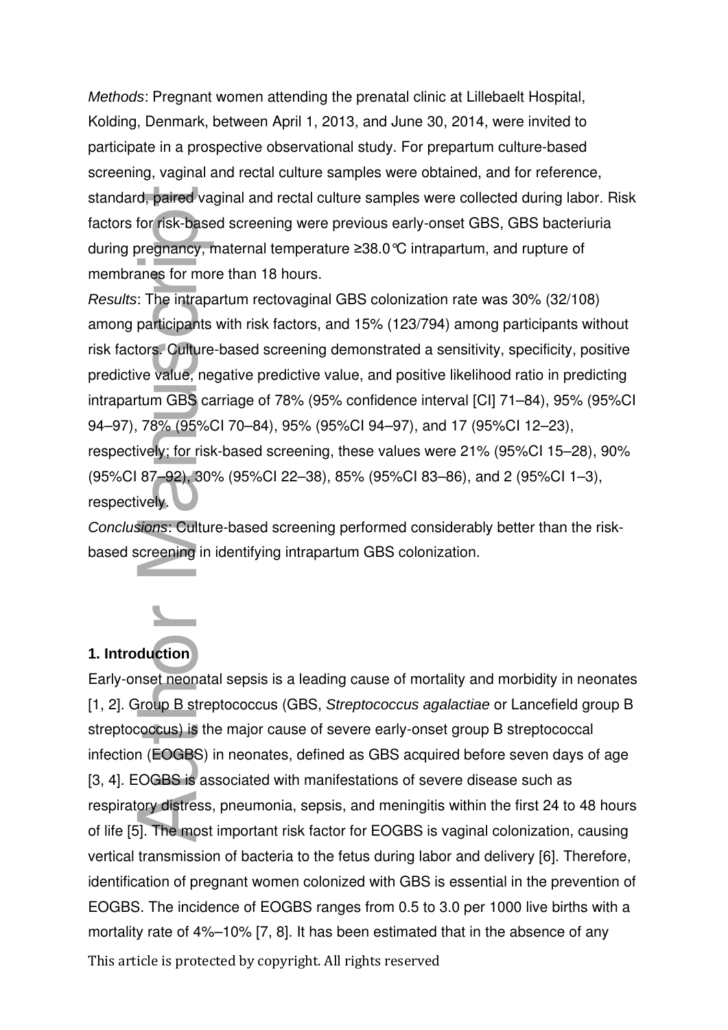*Methods*: Pregnant women attending the prenatal clinic at Lillebaelt Hospital, Kolding, Denmark, between April 1, 2013, and June 30, 2014, were invited to participate in a prospective observational study. For prepartum culture-based screening, vaginal and rectal culture samples were obtained, and for reference, standard, paired vaginal and rectal culture samples were collected during labor. Risk factors for risk-based screening were previous early-onset GBS, GBS bacteriuria during pregnancy, maternal temperature ≥38.0℃ intrapartum, and rupture of membranes for more than 18 hours.

*Results*: The intrapartum rectovaginal GBS colonization rate was 30% (32/108) among participants with risk factors, and 15% (123/794) among participants without risk factors. Culture-based screening demonstrated a sensitivity, specificity, positive predictive value, negative predictive value, and positive likelihood ratio in predicting intrapartum GBS carriage of 78% (95% confidence interval [CI] 71–84), 95% (95%CI 94–97), 78% (95%CI 70–84), 95% (95%CI 94–97), and 17 (95%CI 12–23), respectively; for risk-based screening, these values were 21% (95%CI 15–28), 90% (95%CI 87–92), 30% (95%CI 22–38), 85% (95%CI 83–86), and 2 (95%CI 1–3), respectively.

*Conclusions*: Culture-based screening performed considerably better than the risk-based screening in identifying intrapartum GBS colonization.

## 1. Introduction

Early-onset neonatal sepsis is a leading cause of mortality and morbidity in neonates [1, 2]. Group B streptococcus (GBS, *Streptococcus agalactiae* or Lancefield group B streptococcus) is the major cause of severe early-onset group B streptococcal infection (EOGBS) in neonates, defined as GBS acquired before seven days of age [3, 4]. EOGBS is associated with manifestations of severe disease such as respiratory distress, pneumonia, sepsis, and meningitis within the first 24 to 48 hours of life [5]. The most important risk factor for EOGBS is vaginal colonization, causing vertical transmission of bacteria to the fetus during labor and delivery [6]. Therefore, identification of pregnant women colonized with GBS is essential in the prevention of EOGBS. The incidence of EOGBS ranges from 0.5 to 3.0 per 1000 live births with a mortality rate of 4%–10% [7, 8]. It has been estimated that in the absence of any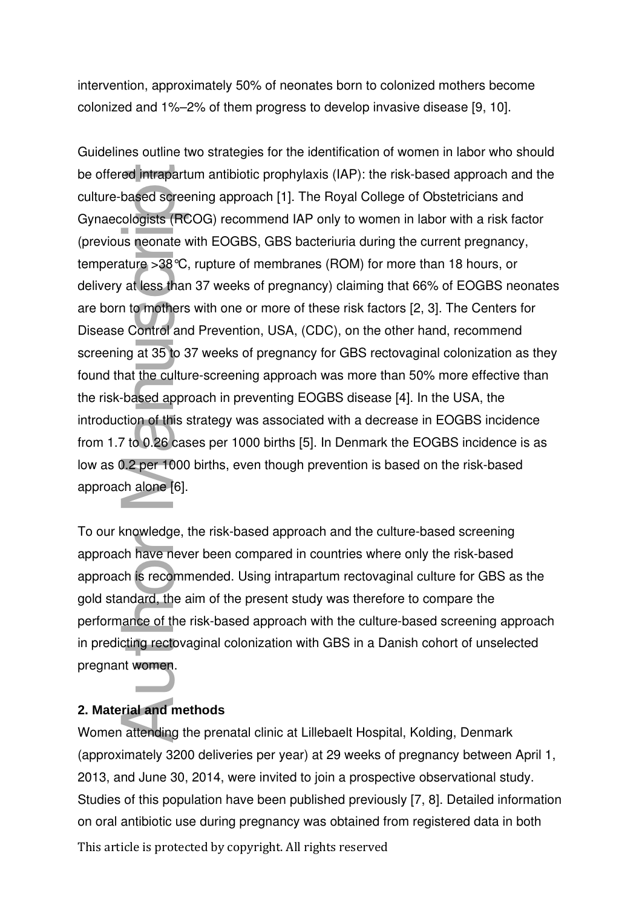intervention, approximately 50% of neonates born to colonized mothers become colonized and 1%–2% of them progress to develop invasive disease [9, 10].

Guidelines outline two strategies for the identification of women in labor who should be offered intrapartum antibiotic prophylaxis (IAP): the risk-based approach and the culture-based screening approach [1]. The Royal College of Obstetricians and Gynaecologists (RCOG) recommend IAP only to women in labor with a risk factor (previous neonate with EOGBS, GBS bacteriuria during the current pregnancy, temperature >38°C, rupture of membranes (ROM) for more than 18 hours, or delivery at less than 37 weeks of pregnancy) claiming that 66% of EOGBS neonates are born to mothers with one or more of these risk factors [2, 3]. The Centers for Disease Control and Prevention, USA, (CDC), on the other hand, recommend screening at 35 to 37 weeks of pregnancy for GBS rectovaginal colonization as they found that the culture-screening approach was more than 50% more effective than the risk-based approach in preventing EOGBS disease [4]. In the USA, the introduction of this strategy was associated with a decrease in EOGBS incidence from 1.7 to 0.26 cases per 1000 births [5]. In Denmark the EOGBS incidence is as low as 0.2 per 1000 births, even though prevention is based on the risk-based approach alone [6].

To our knowledge, the risk-based approach and the culture-based screening approach have never been compared in countries where only the risk-based approach is recommended. Using intrapartum rectovaginal culture for GBS as the gold standard, the aim of the present study was therefore to compare the performance of the risk-based approach with the culture-based screening approach in predicting rectovaginal colonization with GBS in a Danish cohort of unselected pregnant women.

## 2. Material and methods

Women attending the prenatal clinic at Lillebaelt Hospital, Kolding, Denmark (approximately 3200 deliveries per year) at 29 weeks of pregnancy between April 1, 2013, and June 30, 2014, were invited to join a prospective observational study. Studies of this population have been published previously [7, 8]. Detailed information on oral antibiotic use during pregnancy was obtained from registered data in both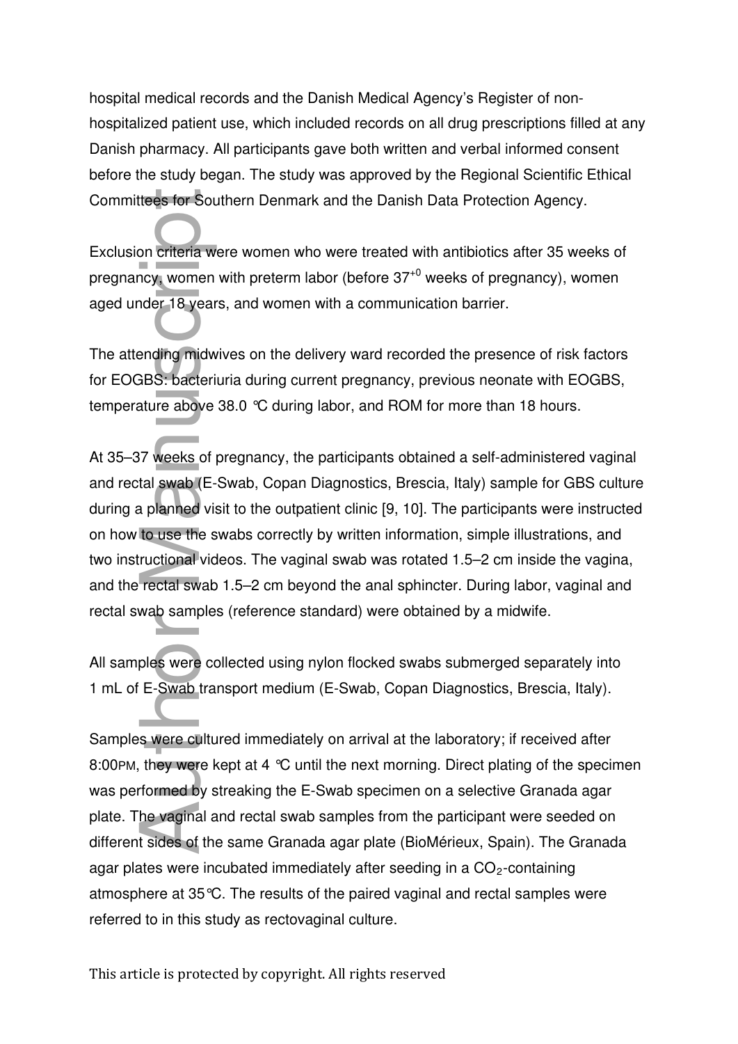hospital medical records and the Danish Medical Agency's Register of non-hospitalized patient use, which included records on all drug prescriptions filled at any Danish pharmacy. All participants gave both written and verbal informed consent before the study began. The study was approved by the Regional Scientific Ethical Committees for Southern Denmark and the Danish Data Protection Agency.

Exclusion criteria were women who were treated with antibiotics after 35 weeks of pregnancy, women with preterm labor (before $37^{+0}$ weeks of pregnancy), women aged under 18 years, and women with a communication barrier.

The attending midwives on the delivery ward recorded the presence of risk factors for EOGBS: bacteriuria during current pregnancy, previous neonate with EOGBS, temperature above 38.0 °C during labor, and ROM for more than 18 hours.

At 35–37 weeks of pregnancy, the participants obtained a self-administered vaginal and rectal swab (E-Swab, Copan Diagnostics, Brescia, Italy) sample for GBS culture during a planned visit to the outpatient clinic [9, 10]. The participants were instructed on how to use the swabs correctly by written information, simple illustrations, and two instructional videos. The vaginal swab was rotated 1.5–2 cm inside the vagina, and the rectal swab 1.5–2 cm beyond the anal sphincter. During labor, vaginal and rectal swab samples (reference standard) were obtained by a midwife.

All samples were collected using nylon flocked swabs submerged separately into 1 mL of E-Swab transport medium (E-Swab, Copan Diagnostics, Brescia, Italy).

Samples were cultured immediately on arrival at the laboratory; if received after 8:00PM, they were kept at 4 °C until the next morning. Direct plating of the specimen was performed by streaking the E-Swab specimen on a selective Granada agar plate. The vaginal and rectal swab samples from the participant were seeded on different sides of the same Granada agar plate (BioMérieux, Spain). The Granada agar plates were incubated immediately after seeding in a $CO_2$-containing atmosphere at 35°C. The results of the paired vaginal and rectal samples were referred to in this study as rectovaginal culture.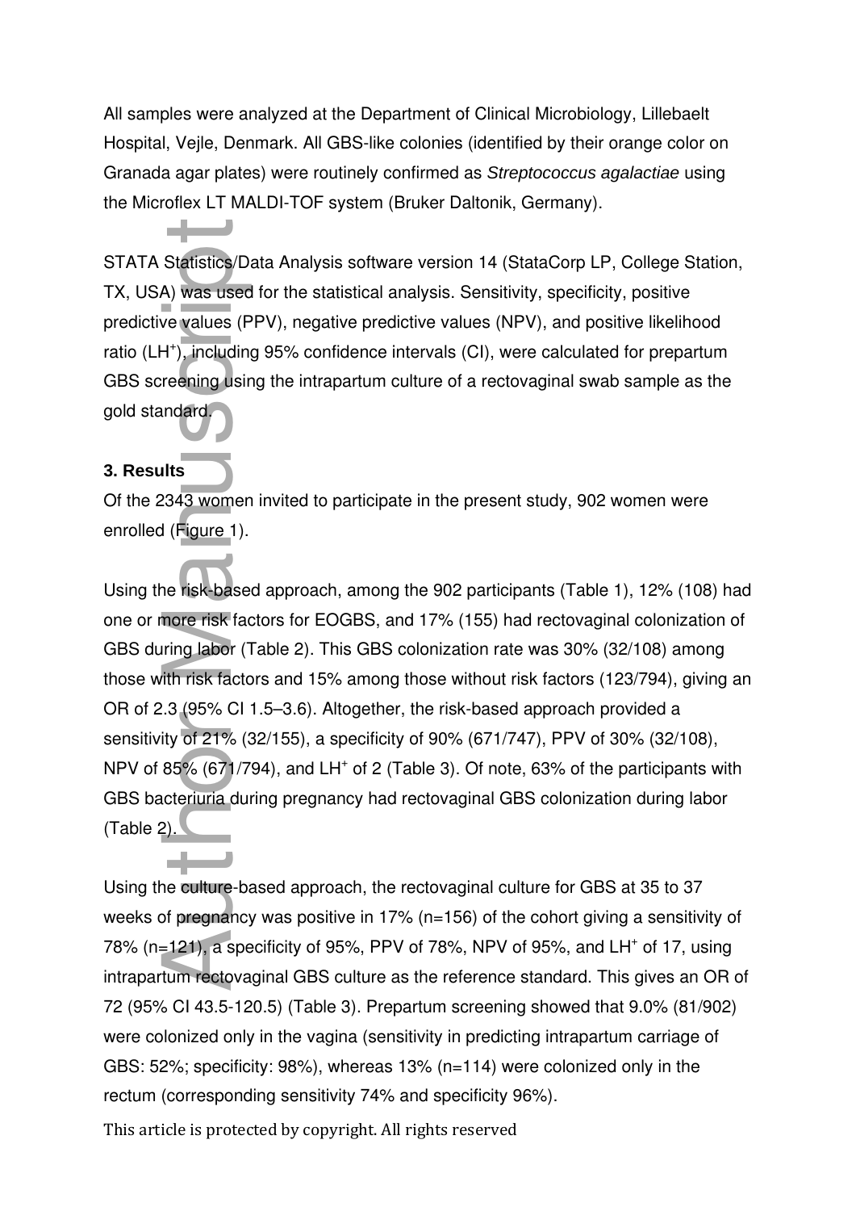All samples were analyzed at the Department of Clinical Microbiology, Lillebaelt Hospital, Vejle, Denmark. All GBS-like colonies (identified by their orange color on Granada agar plates) were routinely confirmed as *Streptococcus agalactiae* using the Microflex LT MALDI-TOF system (Bruker Daltonik, Germany).

STATA Statistics/Data Analysis software version 14 (StataCorp LP, College Station, TX, USA) was used for the statistical analysis. Sensitivity, specificity, positive predictive values (PPV), negative predictive values (NPV), and positive likelihood ratio ($LH^+$), including 95% confidence intervals (CI), were calculated for prepartum GBS screening using the intrapartum culture of a rectovaginal swab sample as the gold standard.

### 3. Results

Of the 2343 women invited to participate in the present study, 902 women were enrolled (Figure 1).

Using the risk-based approach, among the 902 participants (Table 1), 12% (108) had one or more risk factors for EOGBS, and 17% (155) had rectovaginal colonization of GBS during labor (Table 2). This GBS colonization rate was 30% (32/108) among those with risk factors and 15% among those without risk factors (123/794), giving an OR of 2.3 (95% CI 1.5–3.6). Altogether, the risk-based approach provided a sensitivity of 21% (32/155), a specificity of 90% (671/747), PPV of 30% (32/108), NPV of 85% (671/794), and $LH^+$ of 2 (Table 3). Of note, 63% of the participants with GBS bacteriuria during pregnancy had rectovaginal GBS colonization during labor (Table 2).

Using the culture-based approach, the rectovaginal culture for GBS at 35 to 37 weeks of pregnancy was positive in 17% (n=156) of the cohort giving a sensitivity of 78% (n=121), a specificity of 95%, PPV of 78%, NPV of 95%, and $LH^+$ of 17, using intrapartum rectovaginal GBS culture as the reference standard. This gives an OR of 72 (95% CI 43.5-120.5) (Table 3). Prepartum screening showed that 9.0% (81/902) were colonized only in the vagina (sensitivity in predicting intrapartum carriage of GBS: 52%; specificity: 98%), whereas 13% (n=114) were colonized only in the rectum (corresponding sensitivity 74% and specificity 96%).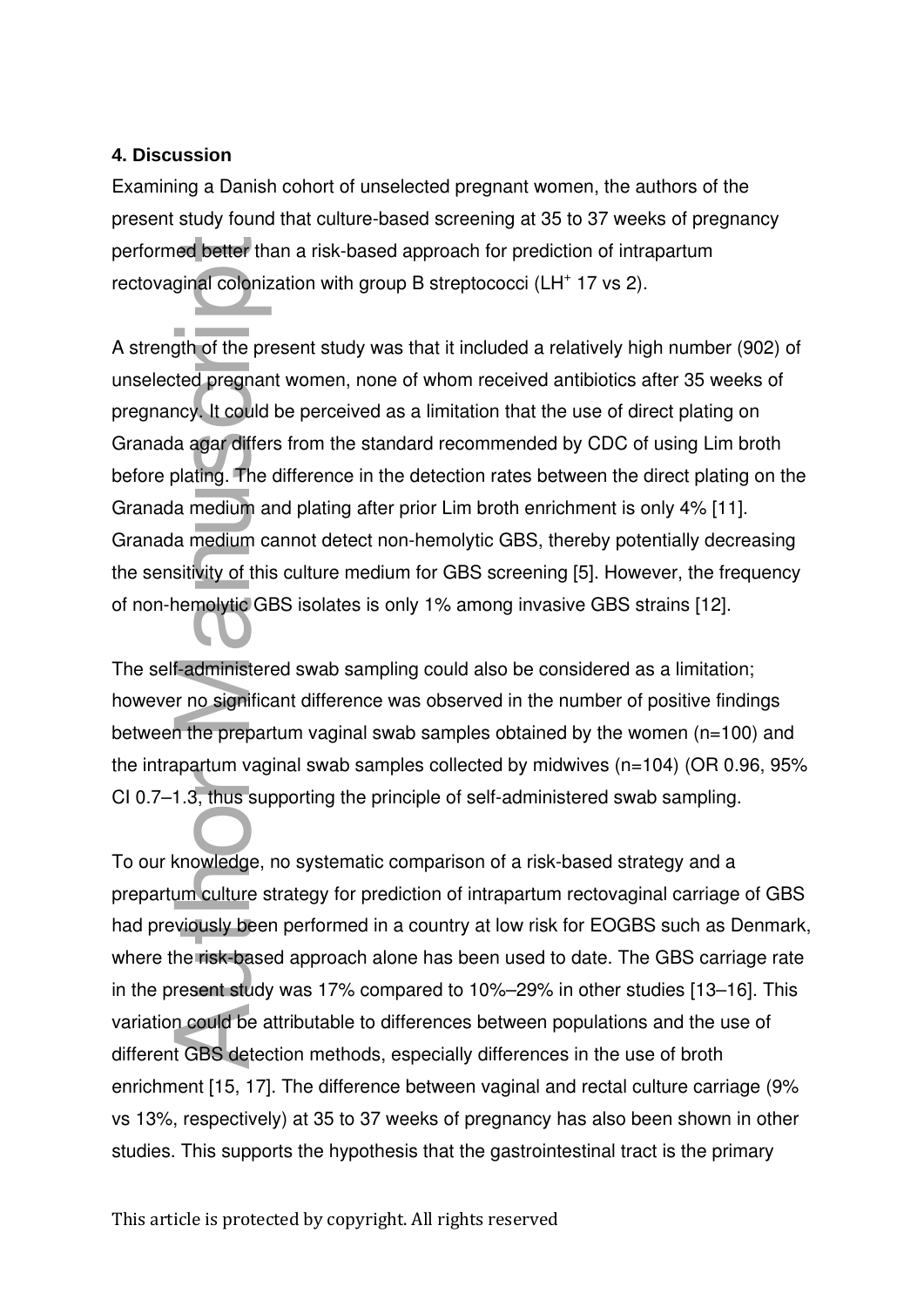### 4. Discussion

Examining a Danish cohort of unselected pregnant women, the authors of the present study found that culture-based screening at 35 to 37 weeks of pregnancy performed better than a risk-based approach for prediction of intrapartum rectovaginal colonization with group B streptococci ($LH^+$ 17 vs 2).

A strength of the present study was that it included a relatively high number (902) of unselected pregnant women, none of whom received antibiotics after 35 weeks of pregnancy. It could be perceived as a limitation that the use of direct plating on Granada agar differs from the standard recommended by CDC of using Lim broth before plating. The difference in the detection rates between the direct plating on the Granada medium and plating after prior Lim broth enrichment is only 4% [11]. Granada medium cannot detect non-hemolytic GBS, thereby potentially decreasing the sensitivity of this culture medium for GBS screening [5]. However, the frequency of non-hemolytic GBS isolates is only 1% among invasive GBS strains [12].

The self-administered swab sampling could also be considered as a limitation; however no significant difference was observed in the number of positive findings between the prepartum vaginal swab samples obtained by the women (n=100) and the intrapartum vaginal swab samples collected by midwives (n=104) (OR 0.96, 95% CI 0.7–1.3, thus supporting the principle of self-administered swab sampling.

To our knowledge, no systematic comparison of a risk-based strategy and a prepartum culture strategy for prediction of intrapartum rectovaginal carriage of GBS had previously been performed in a country at low risk for EOGBS such as Denmark, where the risk-based approach alone has been used to date. The GBS carriage rate in the present study was 17% compared to 10%–29% in other studies [13–16]. This variation could be attributable to differences between populations and the use of different GBS detection methods, especially differences in the use of broth enrichment [15, 17]. The difference between vaginal and rectal culture carriage (9% vs 13%, respectively) at 35 to 37 weeks of pregnancy has also been shown in other studies. This supports the hypothesis that the gastrointestinal tract is the primary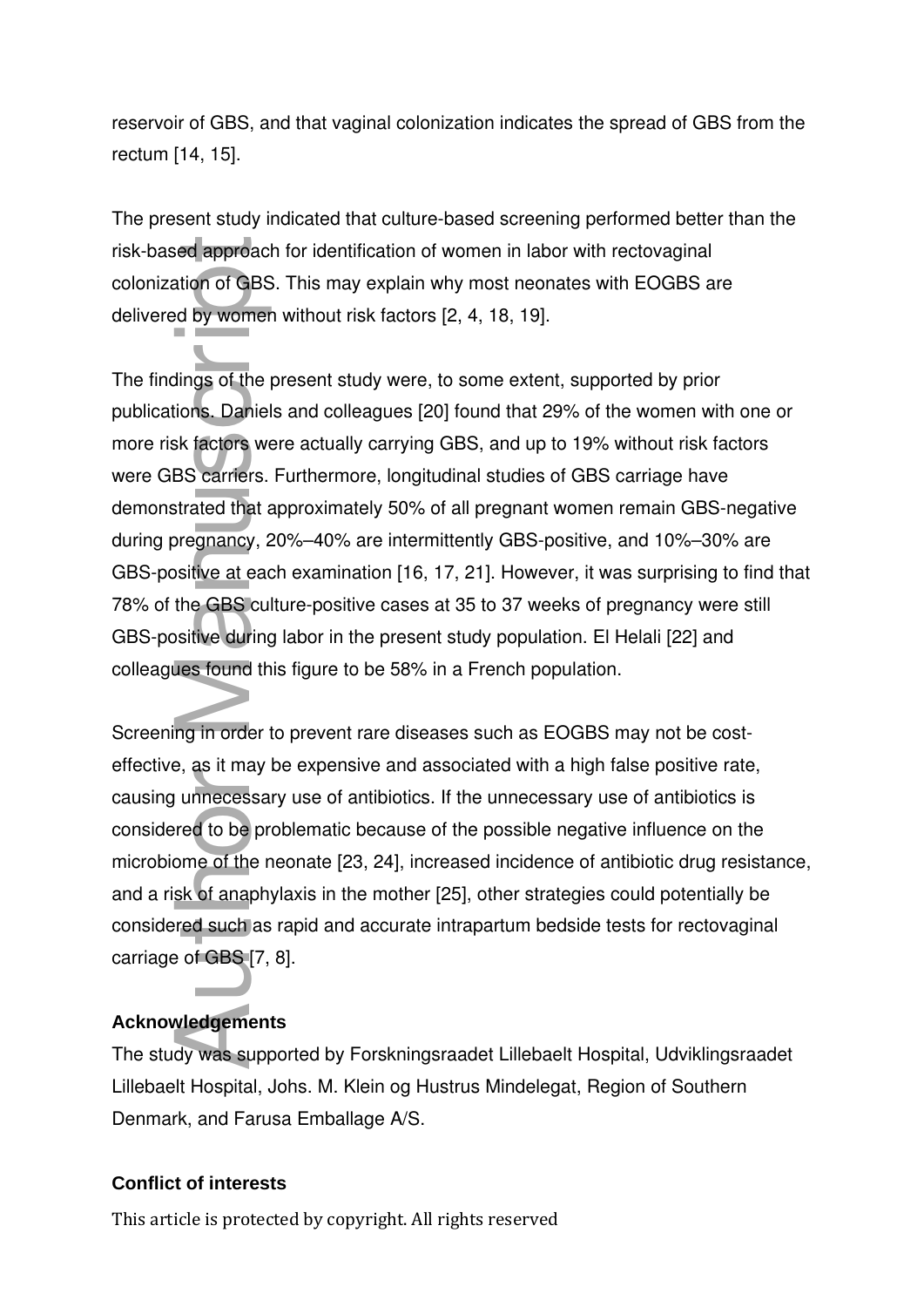reservoir of GBS, and that vaginal colonization indicates the spread of GBS from the rectum [14, 15].

The present study indicated that culture-based screening performed better than the risk-based approach for identification of women in labor with rectovaginal colonization of GBS. This may explain why most neonates with EOGBS are delivered by women without risk factors [2, 4, 18, 19].

The findings of the present study were, to some extent, supported by prior publications. Daniels and colleagues [20] found that 29% of the women with one or more risk factors were actually carrying GBS, and up to 19% without risk factors were GBS carriers. Furthermore, longitudinal studies of GBS carriage have demonstrated that approximately 50% of all pregnant women remain GBS-negative during pregnancy, 20%–40% are intermittently GBS-positive, and 10%–30% are GBS-positive at each examination [16, 17, 21]. However, it was surprising to find that 78% of the GBS culture-positive cases at 35 to 37 weeks of pregnancy were still GBS-positive during labor in the present study population. El Helali [22] and colleagues found this figure to be 58% in a French population.

Screening in order to prevent rare diseases such as EOGBS may not be cost-effective, as it may be expensive and associated with a high false positive rate, causing unnecessary use of antibiotics. If the unnecessary use of antibiotics is considered to be problematic because of the possible negative influence on the microbiome of the neonate [23, 24], increased incidence of antibiotic drug resistance, and a risk of anaphylaxis in the mother [25], other strategies could potentially be considered such as rapid and accurate intrapartum bedside tests for rectovaginal carriage of GBS [7, 8].

**Acknowledgements**

The study was supported by Forskningsraadet Lillebaelt Hospital, Udviklingsraadet Lillebaelt Hospital, Johs. M. Klein og Hustrus Mindelegat, Region of Southern Denmark, and Farusa Emballage A/S.

**Conflict of interests**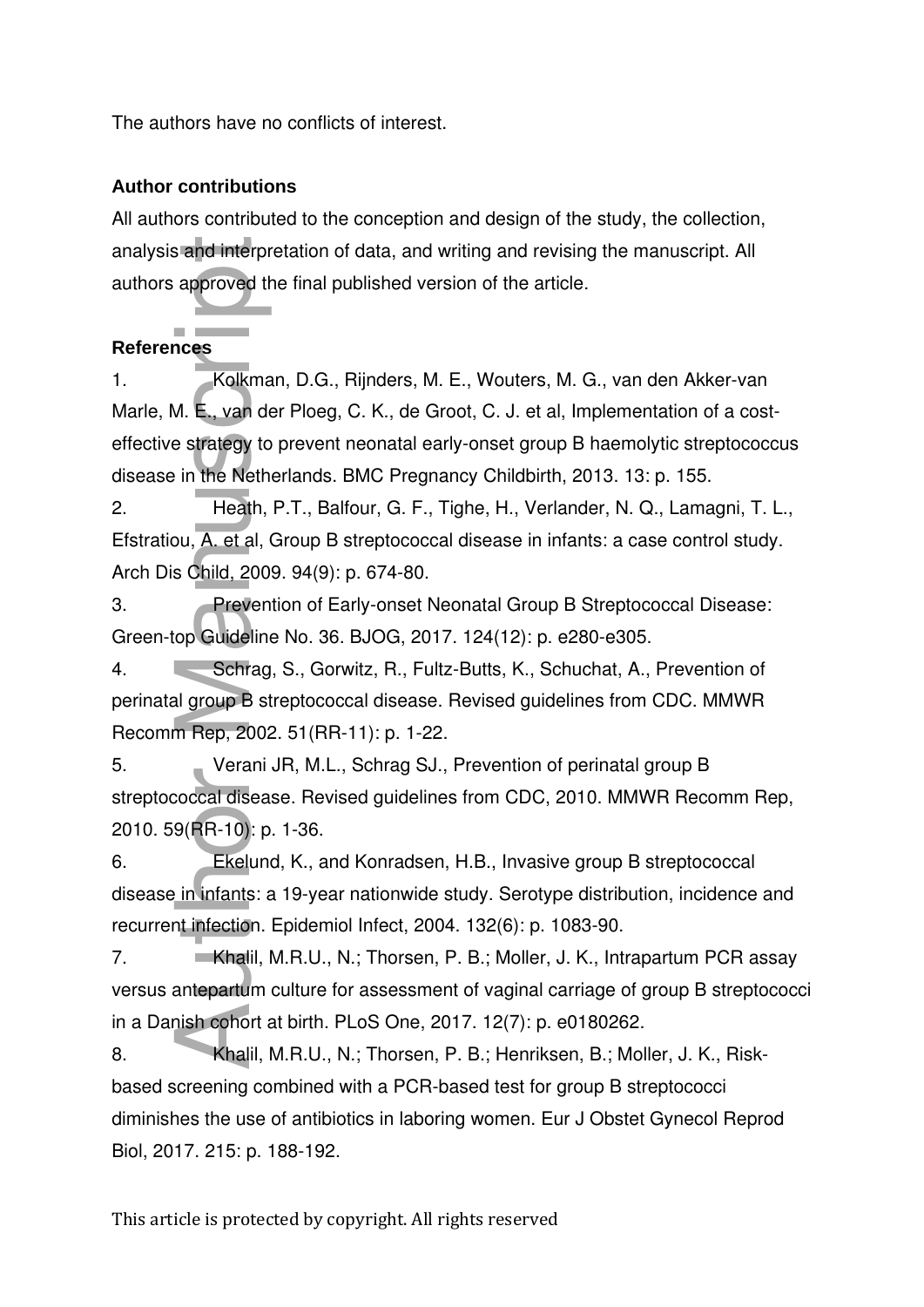The authors have no conflicts of interest.

**Author contributions**

All authors contributed to the conception and design of the study, the collection, analysis and interpretation of data, and writing and revising the manuscript. All authors approved the final published version of the article.

**References**

1. Kolkman, D.G., Rijnders, M. E., Wouters, M. G., van den Akker-van Marle, M. E., van der Ploeg, C. K., de Groot, C. J. et al, Implementation of a cost-effective strategy to prevent neonatal early-onset group B haemolytic streptococcus disease in the Netherlands. BMC Pregnancy Childbirth, 2013. 13: p. 155.
2. Heath, P.T., Balfour, G. F., Tighe, H., Verlander, N. Q., Lamagni, T. L., Efstratiou, A. et al, Group B streptococcal disease in infants: a case control study. Arch Dis Child, 2009. 94(9): p. 674-80.
3. Prevention of Early-onset Neonatal Group B Streptococcal Disease: Green-top Guideline No. 36. BJOG, 2017. 124(12): p. e280-e305.
4. Schrag, S., Gorwitz, R., Fultz-Butts, K., Schuchat, A., Prevention of perinatal group B streptococcal disease. Revised guidelines from CDC. MMWR Recomm Rep, 2002. 51(RR-11): p. 1-22.
5. Verani JR, M.L., Schrag SJ., Prevention of perinatal group B streptococcal disease. Revised guidelines from CDC, 2010. MMWR Recomm Rep, 2010. 59(RR-10): p. 1-36.
6. Ekelund, K., and Konradsen, H.B., Invasive group B streptococcal disease in infants: a 19-year nationwide study. Serotype distribution, incidence and recurrent infection. Epidemiol Infect, 2004. 132(6): p. 1083-90.
7. Khalil, M.R.U., N.; Thorsen, P. B.; Moller, J. K., Intrapartum PCR assay versus antepartum culture for assessment of vaginal carriage of group B streptococci in a Danish cohort at birth. PLoS One, 2017. 12(7): p. e0180262.
8. Khalil, M.R.U., N.; Thorsen, P. B.; Henriksen, B.; Moller, J. K., Risk-based screening combined with a PCR-based test for group B streptococci diminishes the use of antibiotics in laboring women. Eur J Obstet Gynecol Reprod Biol, 2017. 215: p. 188-192.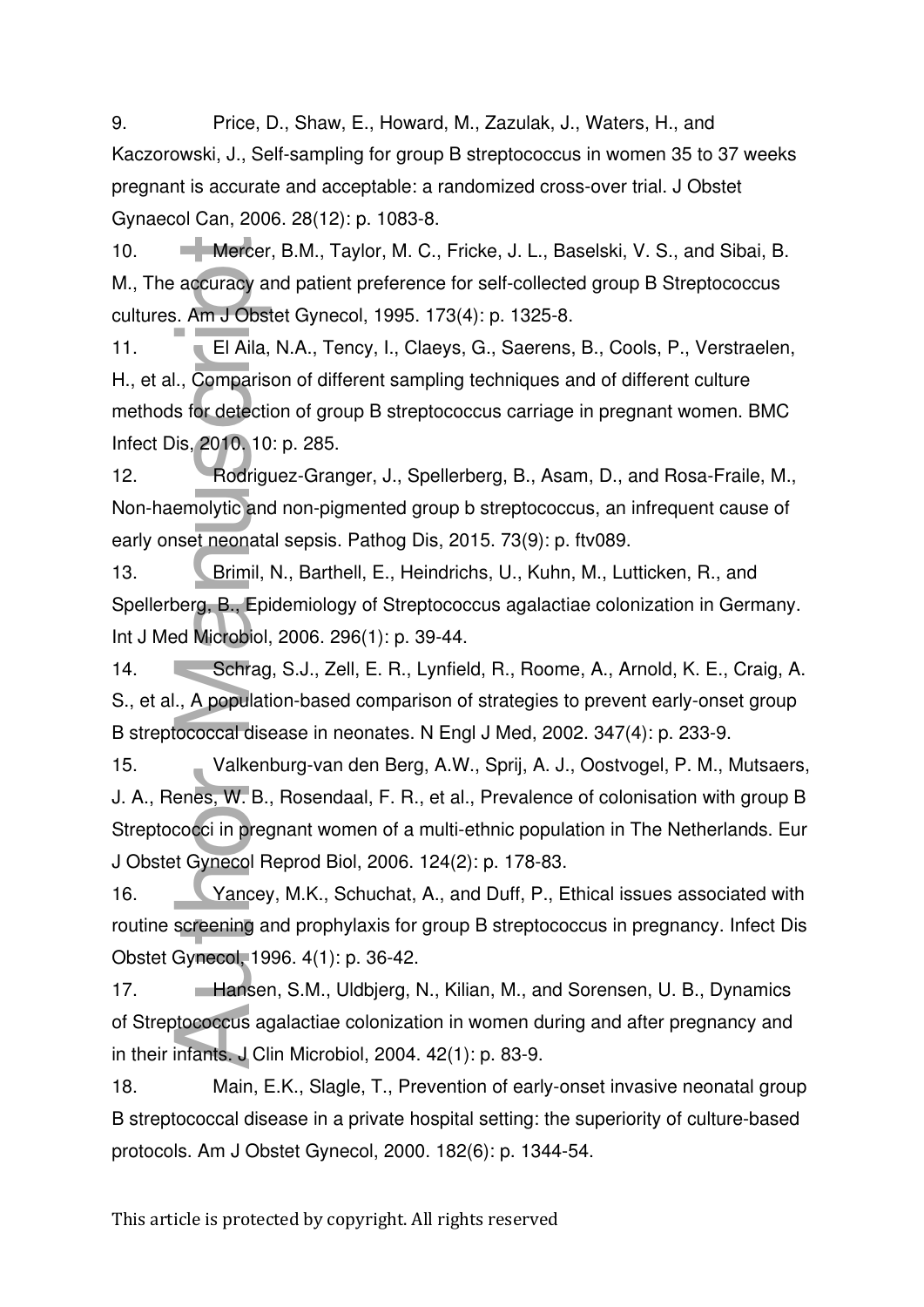9. Price, D., Shaw, E., Howard, M., Zazulak, J., Waters, H., and Kaczorowski, J., Self-sampling for group B streptococcus in women 35 to 37 weeks pregnant is accurate and acceptable: a randomized cross-over trial. J Obstet Gynaecol Can, 2006. 28(12): p. 1083-8.

10. Mercer, B.M., Taylor, M. C., Fricke, J. L., Baselski, V. S., and Sibai, B. M., The accuracy and patient preference for self-collected group B Streptococcus cultures. Am J Obstet Gynecol, 1995. 173(4): p. 1325-8.

11. El Aila, N.A., Tency, I., Claeys, G., Saerens, B., Cools, P., Verstraelen, H., et al., Comparison of different sampling techniques and of different culture methods for detection of group B streptococcus carriage in pregnant women. BMC Infect Dis, 2010. 10: p. 285.

12. Rodriguez-Granger, J., Spellerberg, B., Asam, D., and Rosa-Fraile, M., Non-haemolytic and non-pigmented group b streptococcus, an infrequent cause of early onset neonatal sepsis. Pathog Dis, 2015. 73(9): p. ftv089.

13. Brimil, N., Barthell, E., Heindrichs, U., Kuhn, M., Lutticken, R., and Spellerberg, B., Epidemiology of Streptococcus agalactiae colonization in Germany. Int J Med Microbiol, 2006. 296(1): p. 39-44.

14. Schrag, S.J., Zell, E. R., Lynfield, R., Roome, A., Arnold, K. E., Craig, A. S., et al., A population-based comparison of strategies to prevent early-onset group B streptococcal disease in neonates. N Engl J Med, 2002. 347(4): p. 233-9.

15. Valkenburg-van den Berg, A.W., Sprij, A. J., Oostvogel, P. M., Mutsaers, J. A., Renes, W. B., Rosendaal, F. R., et al., Prevalence of colonisation with group B Streptococci in pregnant women of a multi-ethnic population in The Netherlands. Eur J Obstet Gynecol Reprod Biol, 2006. 124(2): p. 178-83.

16. Yancey, M.K., Schuchat, A., and Duff, P., Ethical issues associated with routine screening and prophylaxis for group B streptococcus in pregnancy. Infect Dis Obstet Gynecol, 1996. 4(1): p. 36-42.

17. Hansen, S.M., Uldbjerg, N., Kilian, M., and Sorensen, U. B., Dynamics of Streptococcus agalactiae colonization in women during and after pregnancy and in their infants. J Clin Microbiol, 2004. 42(1): p. 83-9.

18. Main, E.K., Slagle, T., Prevention of early-onset invasive neonatal group B streptococcal disease in a private hospital setting: the superiority of culture-based protocols. Am J Obstet Gynecol, 2000. 182(6): p. 1344-54.

This article is protected by copyright. All rights reserved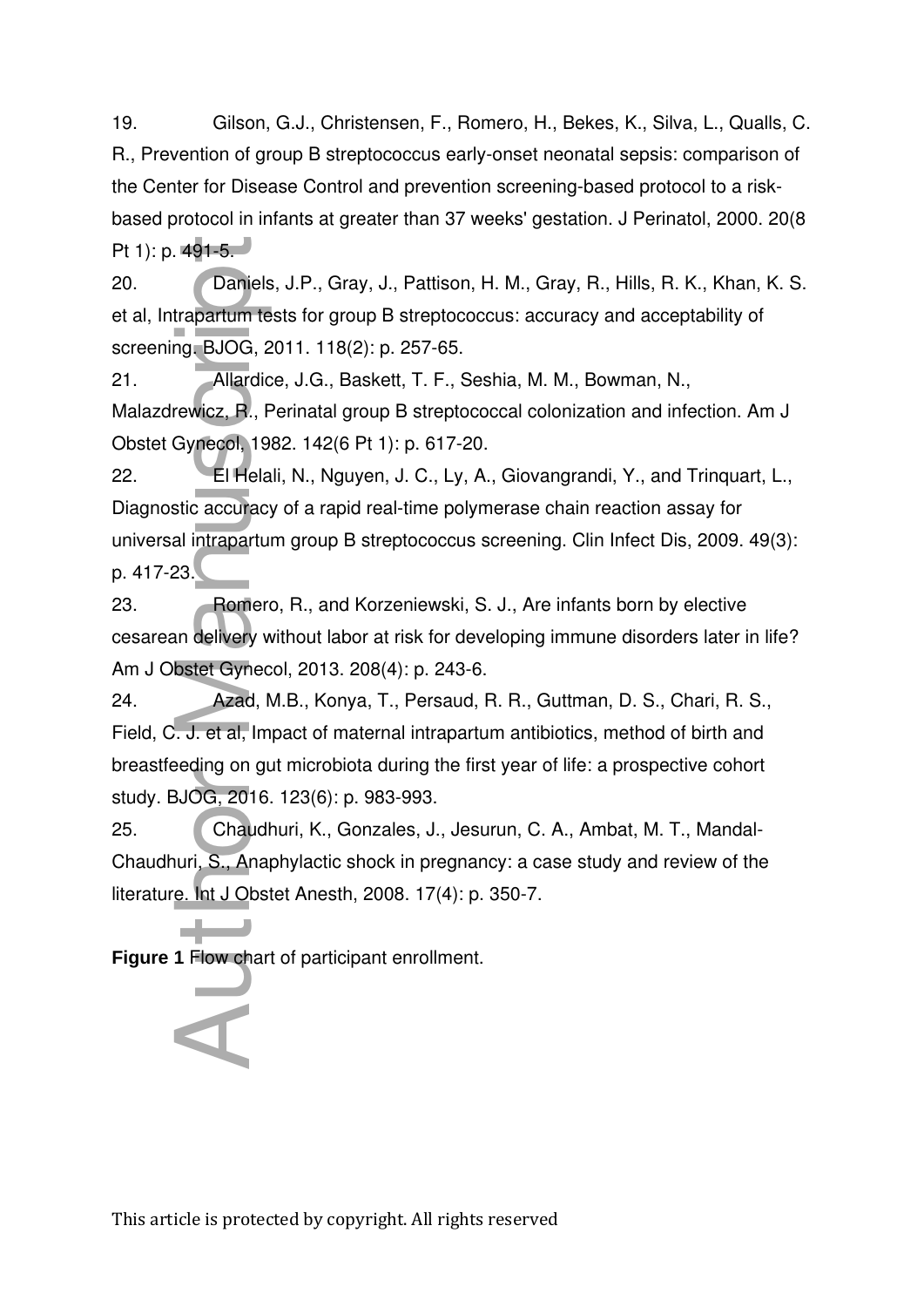19. Gilson, G.J., Christensen, F., Romero, H., Bekes, K., Silva, L., Qualls, C. R., Prevention of group B streptococcus early-onset neonatal sepsis: comparison of the Center for Disease Control and prevention screening-based protocol to a risk-based protocol in infants at greater than 37 weeks' gestation. J Perinatol, 2000. 20(8 Pt 1): p. 491-5.

20. Daniels, J.P., Gray, J., Pattison, H. M., Gray, R., Hills, R. K., Khan, K. S. et al, Intrapartum tests for group B streptococcus: accuracy and acceptability of screening. BJOG, 2011. 118(2): p. 257-65.

21. Allardice, J.G., Baskett, T. F., Seshia, M. M., Bowman, N., Malazdrewicz, R., Perinatal group B streptococcal colonization and infection. Am J Obstet Gynecol, 1982. 142(6 Pt 1): p. 617-20.

22. El Helali, N., Nguyen, J. C., Ly, A., Giovangrandi, Y., and Trinquart, L., Diagnostic accuracy of a rapid real-time polymerase chain reaction assay for universal intrapartum group B streptococcus screening. Clin Infect Dis, 2009. 49(3): p. 417-23.

23. Romero, R., and Korzeniewski, S. J., Are infants born by elective cesarean delivery without labor at risk for developing immune disorders later in life? Am J Obstet Gynecol, 2013. 208(4): p. 243-6.

24. Azad, M.B., Konya, T., Persaud, R. R., Guttman, D. S., Chari, R. S., Field, C. J. et al, Impact of maternal intrapartum antibiotics, method of birth and breastfeeding on gut microbiota during the first year of life: a prospective cohort study. BJOG, 2016. 123(6): p. 983-993.

25. Chaudhuri, K., Gonzales, J., Jesurun, C. A., Ambat, M. T., Mandal-Chaudhuri, S., Anaphylactic shock in pregnancy: a case study and review of the literature. Int J Obstet Anesth, 2008. 17(4): p. 350-7.

**Figure 1** Flow chart of participant enrollment.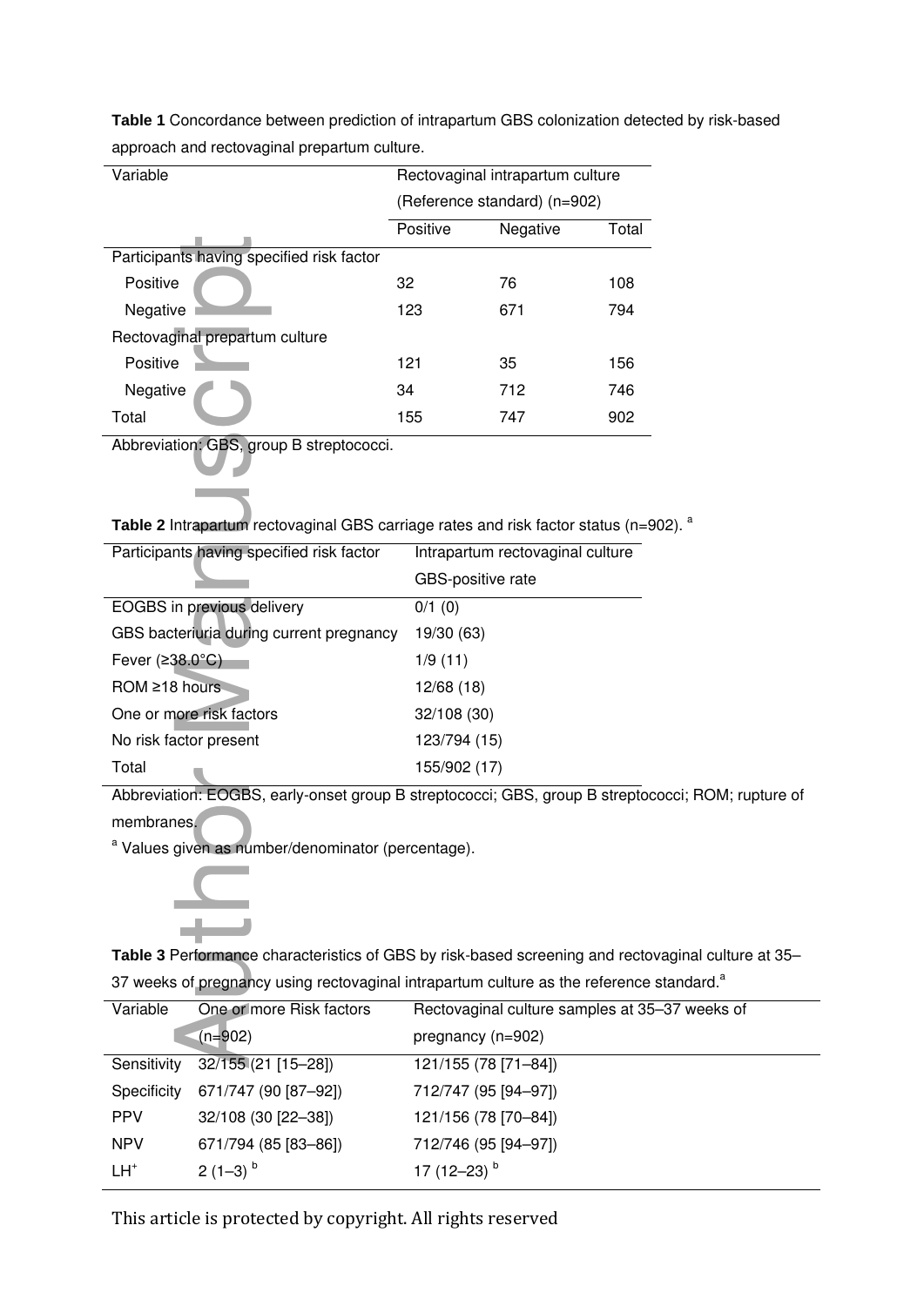**Table 1** Concordance between prediction of intrapartum GBS colonization detected by risk-based approach and rectovaginal prepartum culture.

| Variable | Rectovaginal intrapartum culture (Reference standard) (n=902) | | |
|---|---|---|---|
| | Positive | Negative | Total |
| Participants having specified risk factor | | | |
| Positive | 32 | 76 | 108 |
| Negative | 123 | 671 | 794 |
| Rectovaginal prepartum culture | | | |
| Positive | 121 | 35 | 156 |
| Negative | 34 | 712 | 746 |
| Total | 155 | 747 | 902 |

Abbreviation: GBS, group B streptococci.

**Table 2** Intrapartum rectovaginal GBS carriage rates and risk factor status (n=902). [a]

| Participants having specified risk factor | Intrapartum rectovaginal culture GBS-positive rate |
|---|---|
| EOGBS in previous delivery | 0/1 (0) |
| GBS bacteriuria during current pregnancy | 19/30 (63) |
| Fever (≥38.0°C) | 1/9 (11) |
| ROM ≥18 hours | 12/68 (18) |
| One or more risk factors | 32/108 (30) |
| No risk factor present | 123/794 (15) |
| Total | 155/902 (17) |

Abbreviation: EOGBS, early-onset group B streptococci; GBS, group B streptococci; ROM; rupture of membranes.

[a] Values given as number/denominator (percentage).

**Table 3** Performance characteristics of GBS by risk-based screening and rectovaginal culture at 35–37 weeks of pregnancy using rectovaginal intrapartum culture as the reference standard.[a]

| Variable | One or more Risk factors (n=902) | Rectovaginal culture samples at 35–37 weeks of pregnancy (n=902) |
|---|---|---|
| Sensitivity | 32/155 (21 [15–28]) | 121/155 (78 [71–84]) |
| Specificity | 671/747 (90 [87–92]) | 712/747 (95 [94–97]) |
| PPV | 32/108 (30 [22–38]) | 121/156 (78 [70–84]) |
| NPV | 671/794 (85 [83–86]) | 712/746 (95 [94–97]) |
| $LH^{+}$ | 2 (1–3) [b] | 17 (12–23) [b] |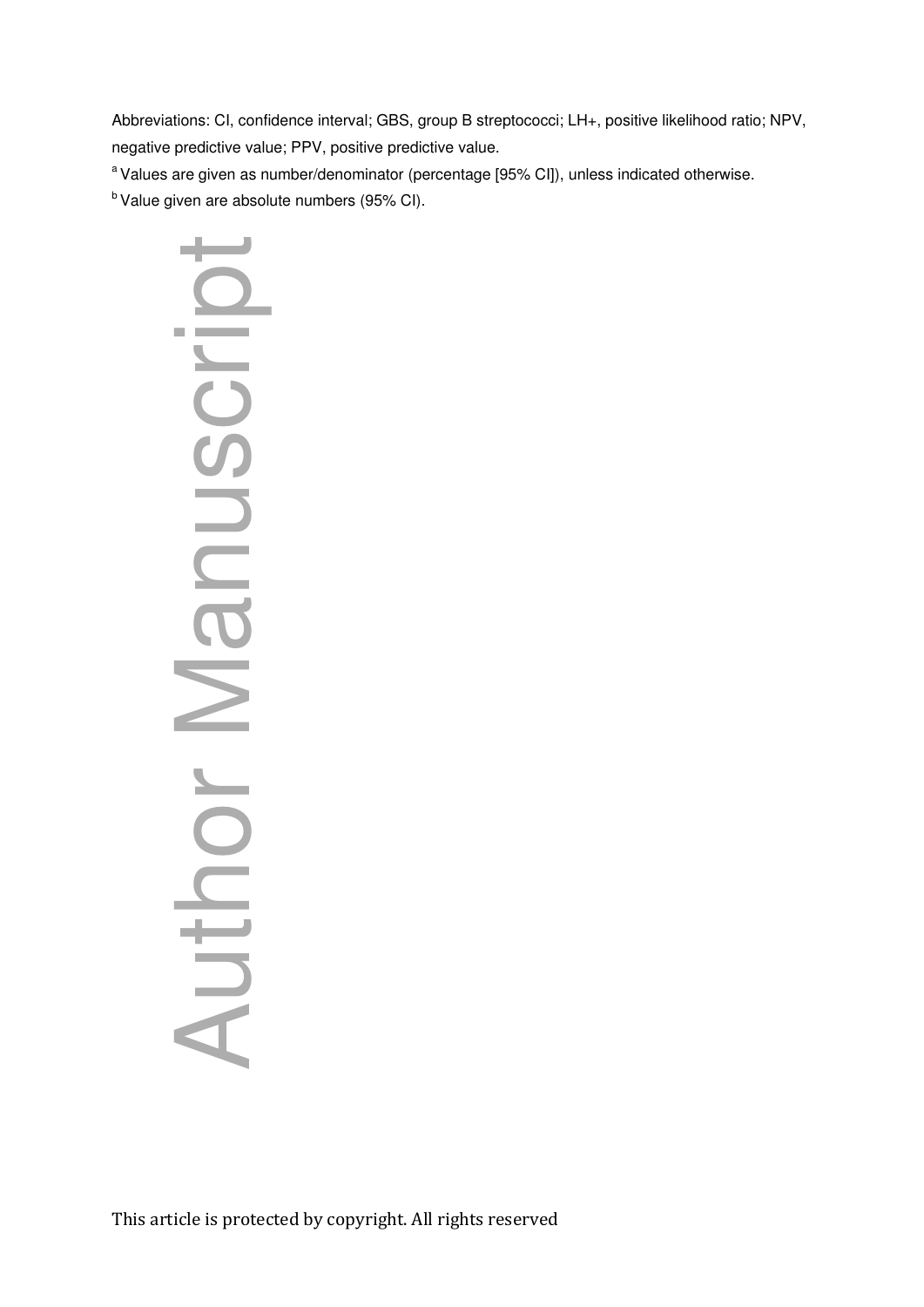Abbreviations: CI, confidence interval; GBS, group B streptococci; LH+, positive likelihood ratio; NPV, negative predictive value; PPV, positive predictive value.

[a] Values are given as number/denominator (percentage [95% CI]), unless indicated otherwise.

[b] Value given are absolute numbers (95% CI).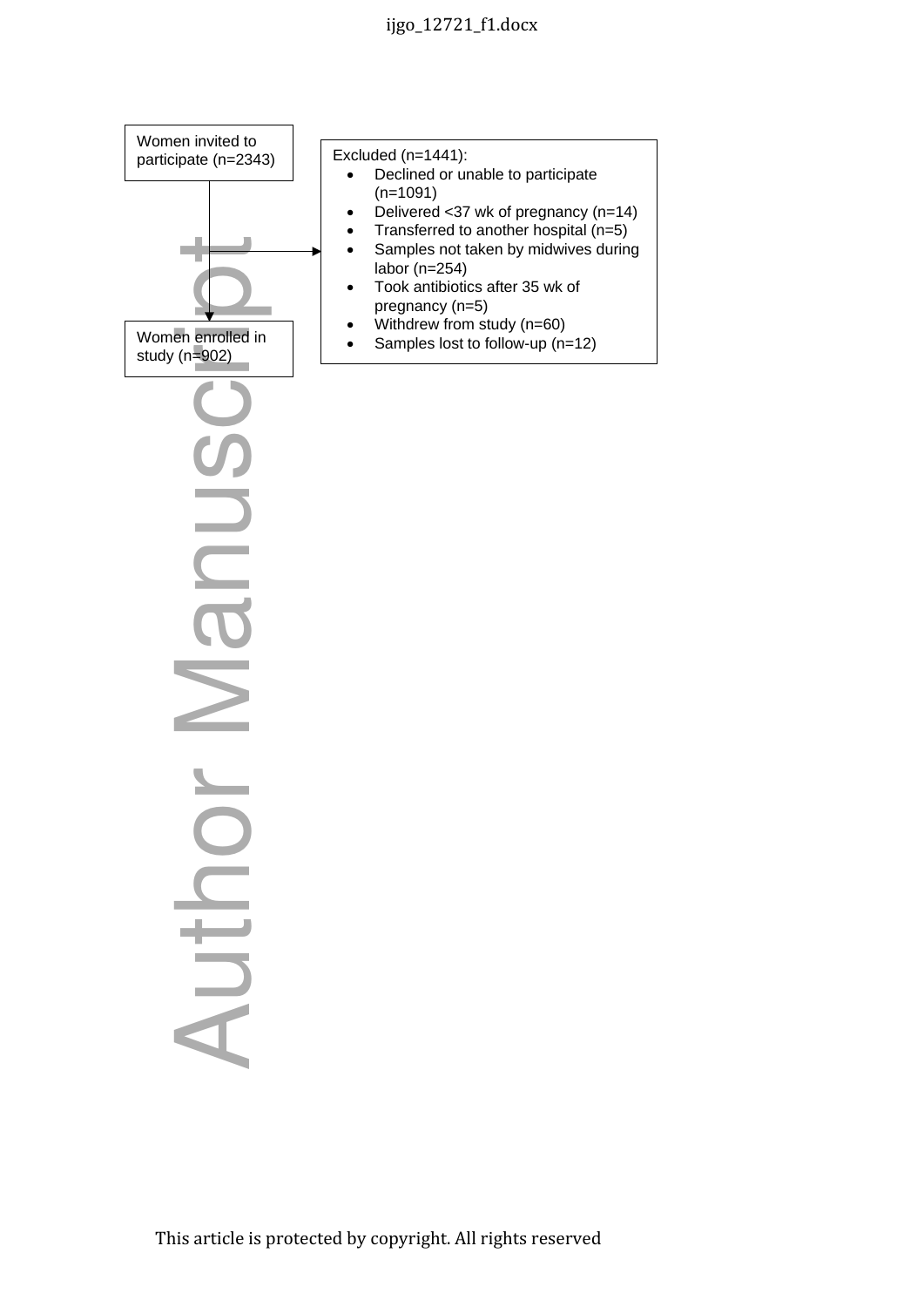Women invited to participate (n=2343)

Excluded (n=1441):

- Declined or unable to participate (n=1091)
- Delivered <37 wk of pregnancy (n=14)
- Transferred to another hospital (n=5)
- Samples not taken by midwives during labor (n=254)
- Took antibiotics after 35 wk of pregnancy (n=5)
- Withdrew from study (n=60)
- Samples lost to follow-up (n=12)

Women enrolled in study (n=902)